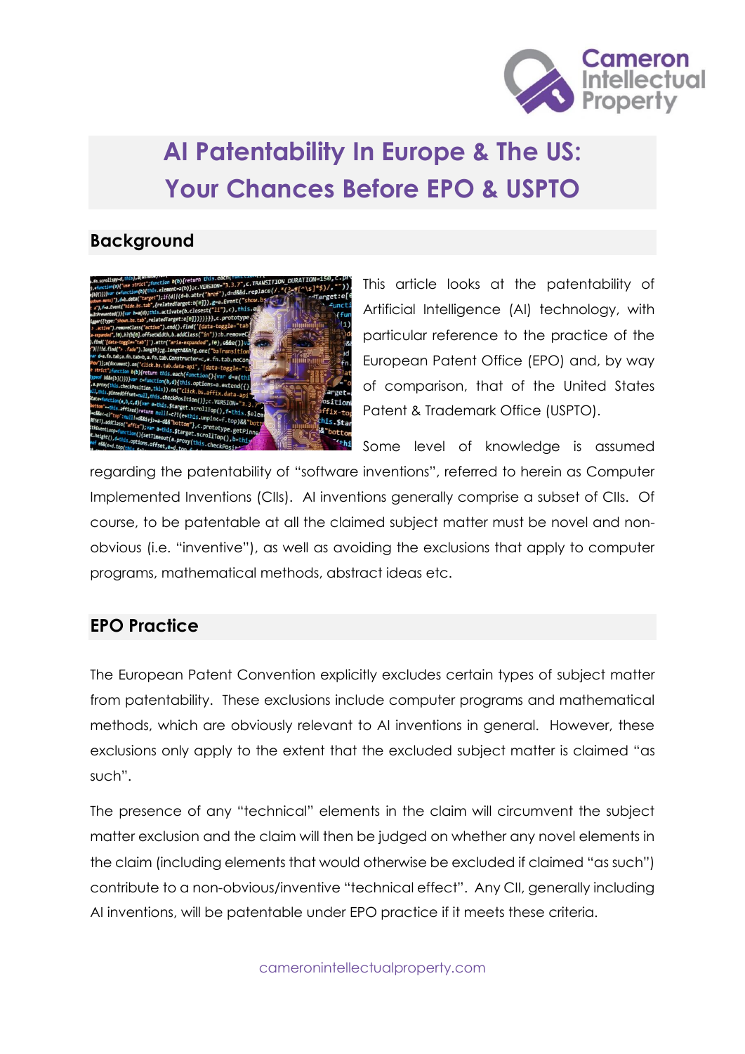# AI Patentability In Europe & The US: Your Chances Before EPO & USPTO

## Background

This article looks at the patentability of Artificial Intelligence (AI) technology, with particular reference to the practice of the European Patent Office (EPO) and, by way of comparison, that of the United States Patent & Trademark Office (USPTO).

Some level of knowledge is assumed regarding the patentability of "software inventions", referred to herein as Computer Implemented Inventions (CIIs). AI inventions generally comprise a subset of CIIs. Of course, to be patentable at all the claimed subject matter must be novel and non-obvious (i.e. "inventive"), as well as avoiding the exclusions that apply to computer programs, mathematical methods, abstract ideas etc.

## EPO Practice

The European Patent Convention explicitly excludes certain types of subject matter from patentability. These exclusions include computer programs and mathematical methods, which are obviously relevant to AI inventions in general. However, these exclusions only apply to the extent that the excluded subject matter is claimed "as such".

The presence of any "technical" elements in the claim will circumvent the subject matter exclusion and the claim will then be judged on whether any novel elements in the claim (including elements that would otherwise be excluded if claimed "as such") contribute to a non-obvious/inventive "technical effect". Any CII, generally including AI inventions, will be patentable under EPO practice if it meets these criteria.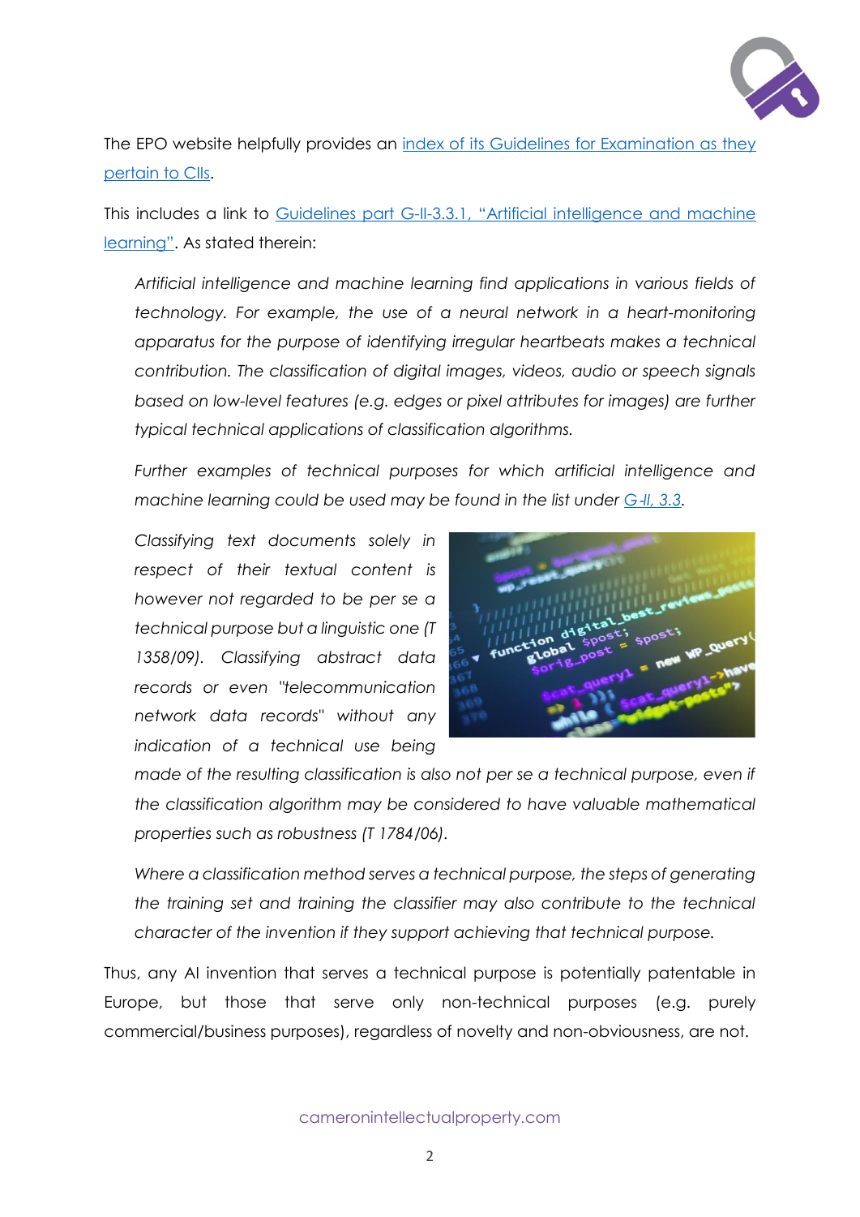The EPO website helpfully provides an [index of its Guidelines for Examination as they pertain to CIIs](#).

This includes a link to [Guidelines part G-II-3.3.1, "Artificial intelligence and machine learning"](#). As stated therein:

> *Artificial intelligence and machine learning find applications in various fields of technology. For example, the use of a neural network in a heart-monitoring apparatus for the purpose of identifying irregular heartbeats makes a technical contribution. The classification of digital images, videos, audio or speech signals based on low-level features (e.g. edges or pixel attributes for images) are further typical technical applications of classification algorithms.*
>
> *Further examples of technical purposes for which artificial intelligence and machine learning could be used may be found in the list under [G-II, 3.3](#).*
>
> *Classifying text documents solely in respect of their textual content is however not regarded to be per se a technical purpose but a linguistic one (T 1358/09). Classifying abstract data records or even "telecommunication network data records" without any indication of a technical use being made of the resulting classification is also not per se a technical purpose, even if the classification algorithm may be considered to have valuable mathematical properties such as robustness (T 1784/06).*
>
> *Where a classification method serves a technical purpose, the steps of generating the training set and training the classifier may also contribute to the technical character of the invention if they support achieving that technical purpose.*

Thus, any AI invention that serves a technical purpose is potentially patentable in Europe, but those that serve only non-technical purposes (e.g. purely commercial/business purposes), regardless of novelty and non-obviousness, are not.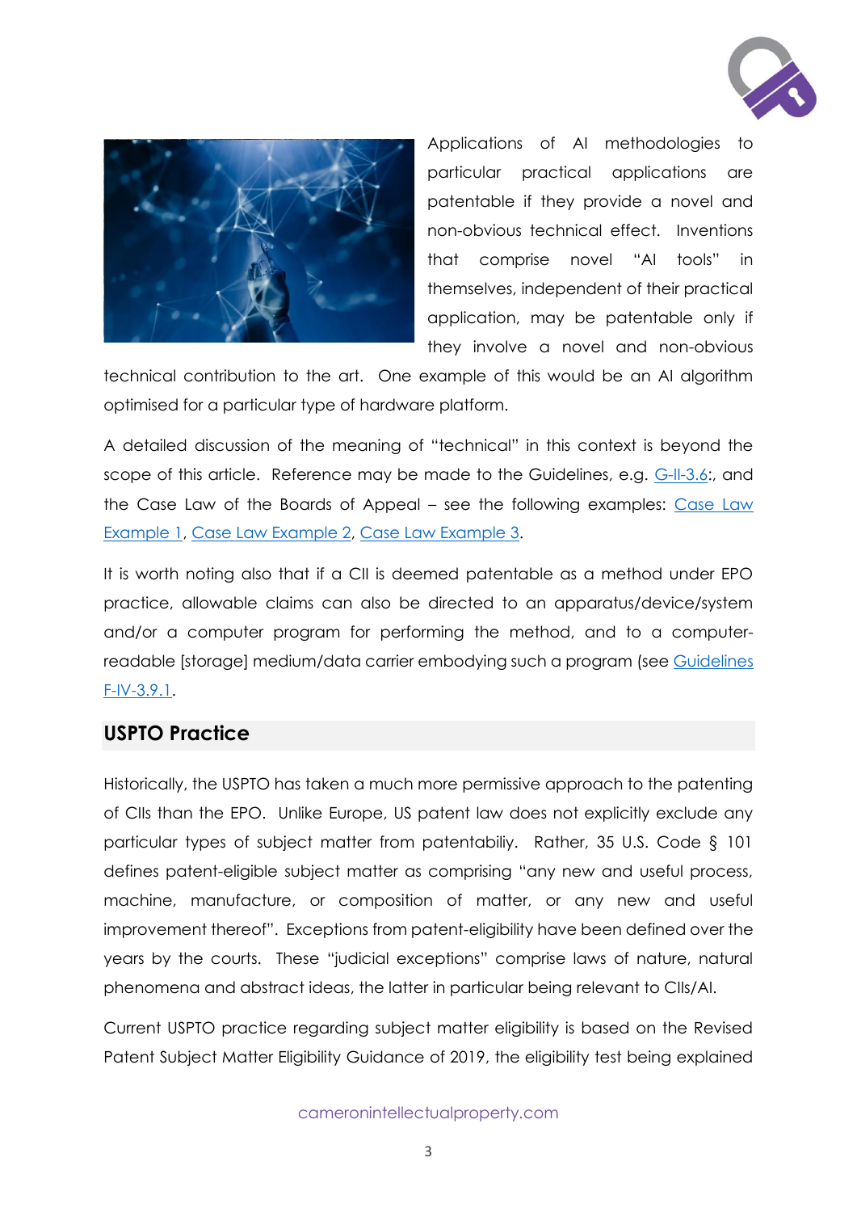Applications of AI methodologies to particular practical applications are patentable if they provide a novel and non-obvious technical effect. Inventions that comprise novel "AI tools" in themselves, independent of their practical application, may be patentable only if they involve a novel and non-obvious technical contribution to the art. One example of this would be an AI algorithm optimised for a particular type of hardware platform.

A detailed discussion of the meaning of "technical" in this context is beyond the scope of this article. Reference may be made to the Guidelines, e.g. G-II-3.6:, and the Case Law of the Boards of Appeal – see the following examples: Case Law Example 1, Case Law Example 2, Case Law Example 3.

It is worth noting also that if a CII is deemed patentable as a method under EPO practice, allowable claims can also be directed to an apparatus/device/system and/or a computer program for performing the method, and to a computer-readable [storage] medium/data carrier embodying such a program (see Guidelines F-IV-3.9.1.

## USPTO Practice

Historically, the USPTO has taken a much more permissive approach to the patenting of CIIs than the EPO. Unlike Europe, US patent law does not explicitly exclude any particular types of subject matter from patentabiliy. Rather, 35 U.S. Code § 101 defines patent-eligible subject matter as comprising "any new and useful process, machine, manufacture, or composition of matter, or any new and useful improvement thereof". Exceptions from patent-eligibility have been defined over the years by the courts. These "judicial exceptions" comprise laws of nature, natural phenomena and abstract ideas, the latter in particular being relevant to CIIs/AI.

Current USPTO practice regarding subject matter eligibility is based on the Revised Patent Subject Matter Eligibility Guidance of 2019, the eligibility test being explained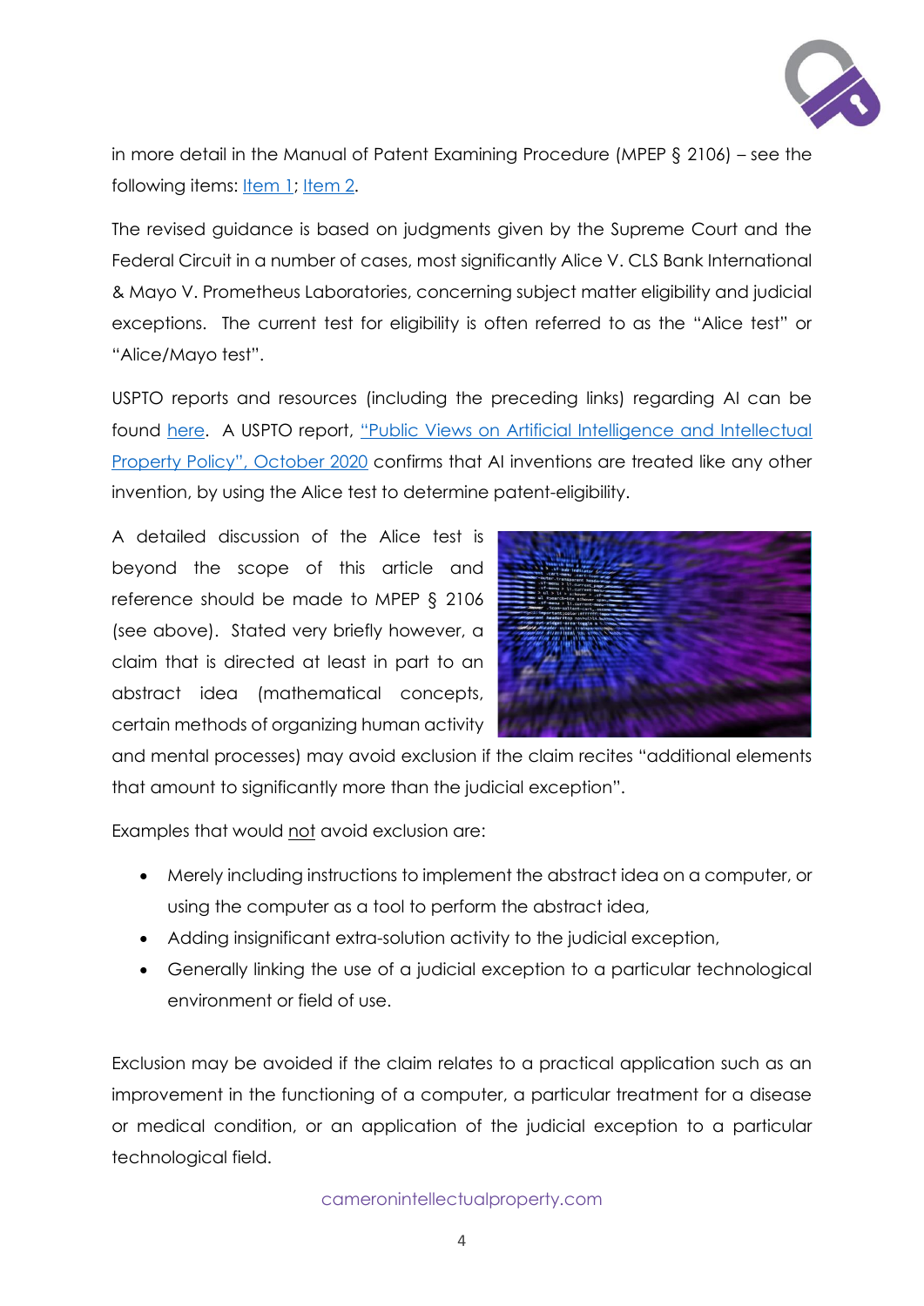in more detail in the Manual of Patent Examining Procedure (MPEP § 2106) – see the following items: Item 1; Item 2.

The revised guidance is based on judgments given by the Supreme Court and the Federal Circuit in a number of cases, most significantly Alice V. CLS Bank International & Mayo V. Prometheus Laboratories, concerning subject matter eligibility and judicial exceptions. The current test for eligibility is often referred to as the "Alice test" or "Alice/Mayo test".

USPTO reports and resources (including the preceding links) regarding AI can be found here. A USPTO report, "Public Views on Artificial Intelligence and Intellectual Property Policy", October 2020 confirms that AI inventions are treated like any other invention, by using the Alice test to determine patent-eligibility.

A detailed discussion of the Alice test is beyond the scope of this article and reference should be made to MPEP § 2106 (see above). Stated very briefly however, a claim that is directed at least in part to an abstract idea (mathematical concepts, certain methods of organizing human activity and mental processes) may avoid exclusion if the claim recites "additional elements that amount to significantly more than the judicial exception".

Examples that would not avoid exclusion are:

- Merely including instructions to implement the abstract idea on a computer, or using the computer as a tool to perform the abstract idea,
- Adding insignificant extra-solution activity to the judicial exception,
- Generally linking the use of a judicial exception to a particular technological environment or field of use.

Exclusion may be avoided if the claim relates to a practical application such as an improvement in the functioning of a computer, a particular treatment for a disease or medical condition, or an application of the judicial exception to a particular technological field.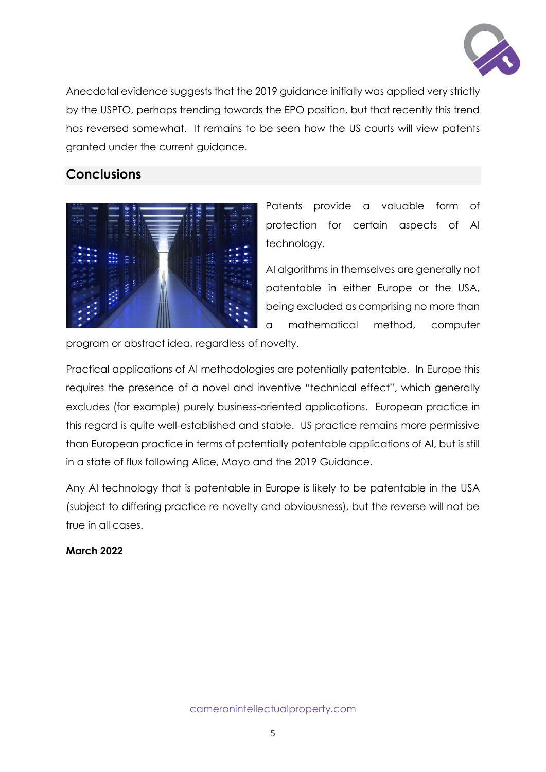Anecdotal evidence suggests that the 2019 guidance initially was applied very strictly by the USPTO, perhaps trending towards the EPO position, but that recently this trend has reversed somewhat. It remains to be seen how the US courts will view patents granted under the current guidance.

## Conclusions

Patents provide a valuable form of protection for certain aspects of AI technology.

AI algorithms in themselves are generally not patentable in either Europe or the USA, being excluded as comprising no more than a mathematical method, computer program or abstract idea, regardless of novelty.

Practical applications of AI methodologies are potentially patentable. In Europe this requires the presence of a novel and inventive "technical effect", which generally excludes (for example) purely business-oriented applications. European practice in this regard is quite well-established and stable. US practice remains more permissive than European practice in terms of potentially patentable applications of AI, but is still in a state of flux following Alice, Mayo and the 2019 Guidance.

Any AI technology that is patentable in Europe is likely to be patentable in the USA (subject to differing practice re novelty and obviousness), but the reverse will not be true in all cases.

**March 2022**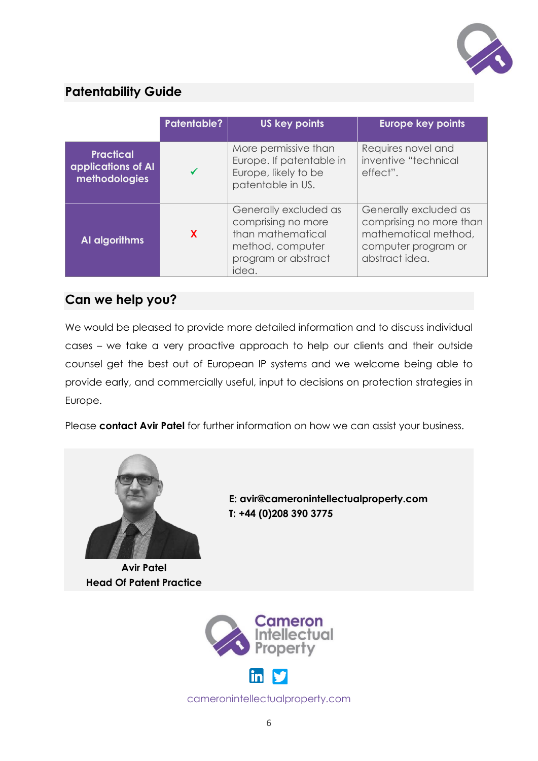## Patentability Guide

| | Patentable? | US key points | Europe key points |
|---|---|---|---|
| **Practical applications of AI methodologies** | ✓ | More permissive than Europe. If patentable in Europe, likely to be patentable in US. | Requires novel and inventive "technical effect". |
| **AI algorithms** | X | Generally excluded as comprising no more than mathematical method, computer program or abstract idea. | Generally excluded as comprising no more than mathematical method, computer program or abstract idea. |

## Can we help you?

We would be pleased to provide more detailed information and to discuss individual cases – we take a very proactive approach to help our clients and their outside counsel get the best out of European IP systems and we welcome being able to provide early, and commercially useful, input to decisions on protection strategies in Europe.

Please **contact Avir Patel** for further information on how we can assist your business.

**E: avir@cameronintellectualproperty.com**
**T: +44 (0)208 390 3775**

**Avir Patel**
**Head Of Patent Practice**

Cameron Intellectual Property

cameronintellectualproperty.com